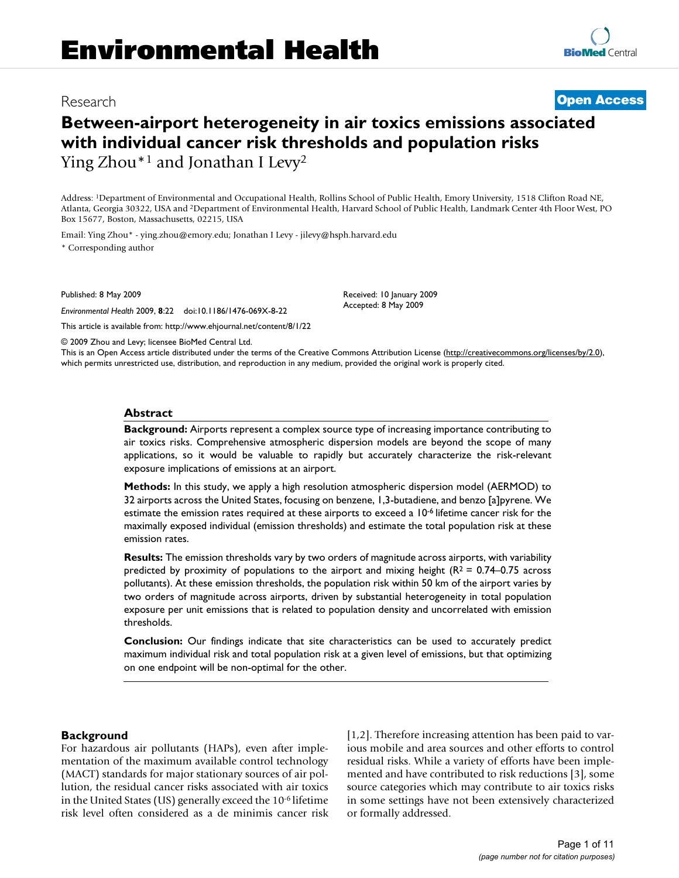# Environmental Health

Research

**Open Access**

# Between-airport heterogeneity in air toxics emissions associated with individual cancer risk thresholds and population risks

Ying Zhou*[1] and Jonathan I Levy[2]

Address: [1]Department of Environmental and Occupational Health, Rollins School of Public Health, Emory University, 1518 Clifton Road NE, Atlanta, Georgia 30322, USA and [2]Department of Environmental Health, Harvard School of Public Health, Landmark Center 4th Floor West, PO Box 15677, Boston, Massachusetts, 02215, USA

Email: Ying Zhou* - ying.zhou@emory.edu; Jonathan I Levy - jilevy@hsph.harvard.edu

\* Corresponding author

Published: 8 May 2009

*Environmental Health* 2009, **8**:22 doi:10.1186/1476-069X-8-22

Received: 10 January 2009
Accepted: 8 May 2009

This article is available from: http://www.ehjournal.net/content/8/1/22

© 2009 Zhou and Levy; licensee BioMed Central Ltd.

This is an Open Access article distributed under the terms of the Creative Commons Attribution License (http://creativecommons.org/licenses/by/2.0), which permits unrestricted use, distribution, and reproduction in any medium, provided the original work is properly cited.

## Abstract

**Background:** Airports represent a complex source type of increasing importance contributing to air toxics risks. Comprehensive atmospheric dispersion models are beyond the scope of many applications, so it would be valuable to rapidly but accurately characterize the risk-relevant exposure implications of emissions at an airport.

**Methods:** In this study, we apply a high resolution atmospheric dispersion model (AERMOD) to 32 airports across the United States, focusing on benzene, 1,3-butadiene, and benzo [a]pyrene. We estimate the emission rates required at these airports to exceed a $10^{-6}$ lifetime cancer risk for the maximally exposed individual (emission thresholds) and estimate the total population risk at these emission rates.

**Results:** The emission thresholds vary by two orders of magnitude across airports, with variability predicted by proximity of populations to the airport and mixing height ($R^2$ = 0.74–0.75 across pollutants). At these emission thresholds, the population risk within 50 km of the airport varies by two orders of magnitude across airports, driven by substantial heterogeneity in total population exposure per unit emissions that is related to population density and uncorrelated with emission thresholds.

**Conclusion:** Our findings indicate that site characteristics can be used to accurately predict maximum individual risk and total population risk at a given level of emissions, but that optimizing on one endpoint will be non-optimal for the other.

## Background

For hazardous air pollutants (HAPs), even after implementation of the maximum available control technology (MACT) standards for major stationary sources of air pollution, the residual cancer risks associated with air toxics in the United States (US) generally exceed the $10^{-6}$ lifetime risk level often considered as a de minimis cancer risk [1,2]. Therefore increasing attention has been paid to various mobile and area sources and other efforts to control residual risks. While a variety of efforts have been implemented and have contributed to risk reductions [3], some source categories which may contribute to air toxics risks in some settings have not been extensively characterized or formally addressed.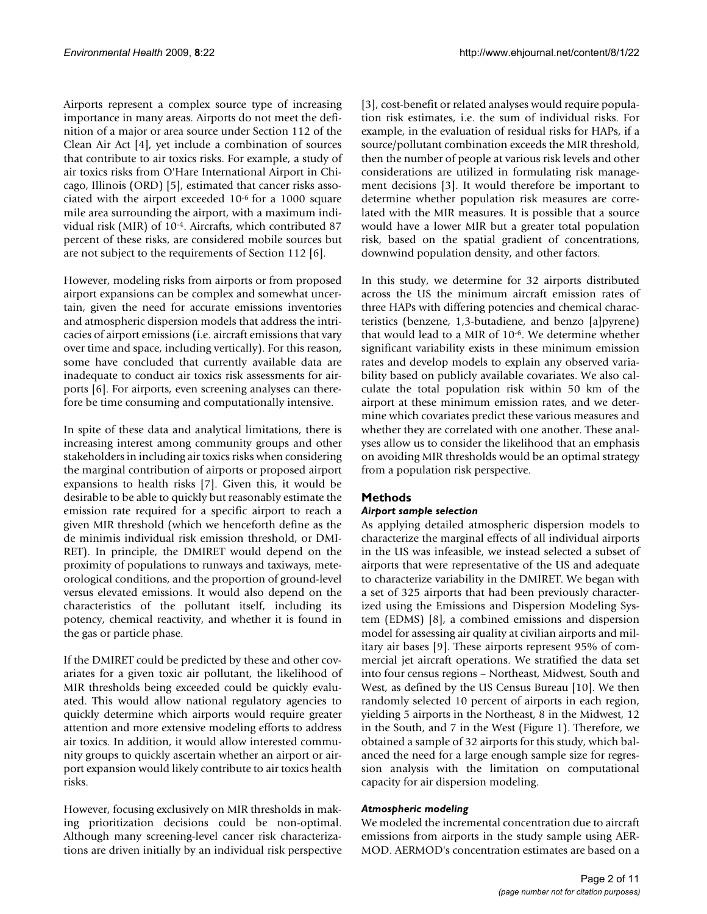Airports represent a complex source type of increasing importance in many areas. Airports do not meet the definition of a major or area source under Section 112 of the Clean Air Act [4], yet include a combination of sources that contribute to air toxics risks. For example, a study of air toxics risks from O'Hare International Airport in Chicago, Illinois (ORD) [5], estimated that cancer risks associated with the airport exceeded $10^{-6}$ for a 1000 square mile area surrounding the airport, with a maximum individual risk (MIR) of $10^{-4}$. Aircrafts, which contributed 87 percent of these risks, are considered mobile sources but are not subject to the requirements of Section 112 [6].

However, modeling risks from airports or from proposed airport expansions can be complex and somewhat uncertain, given the need for accurate emissions inventories and atmospheric dispersion models that address the intricacies of airport emissions (i.e. aircraft emissions that vary over time and space, including vertically). For this reason, some have concluded that currently available data are inadequate to conduct air toxics risk assessments for airports [6]. For airports, even screening analyses can therefore be time consuming and computationally intensive.

In spite of these data and analytical limitations, there is increasing interest among community groups and other stakeholders in including air toxics risks when considering the marginal contribution of airports or proposed airport expansions to health risks [7]. Given this, it would be desirable to be able to quickly but reasonably estimate the emission rate required for a specific airport to reach a given MIR threshold (which we henceforth define as the de minimis individual risk emission threshold, or DMIRET). In principle, the DMIRET would depend on the proximity of populations to runways and taxiways, meteorological conditions, and the proportion of ground-level versus elevated emissions. It would also depend on the characteristics of the pollutant itself, including its potency, chemical reactivity, and whether it is found in the gas or particle phase.

If the DMIRET could be predicted by these and other covariates for a given toxic air pollutant, the likelihood of MIR thresholds being exceeded could be quickly evaluated. This would allow national regulatory agencies to quickly determine which airports would require greater attention and more extensive modeling efforts to address air toxics. In addition, it would allow interested community groups to quickly ascertain whether an airport or airport expansion would likely contribute to air toxics health risks.

However, focusing exclusively on MIR thresholds in making prioritization decisions could be non-optimal. Although many screening-level cancer risk characterizations are driven initially by an individual risk perspective [3], cost-benefit or related analyses would require population risk estimates, i.e. the sum of individual risks. For example, in the evaluation of residual risks for HAPs, if a source/pollutant combination exceeds the MIR threshold, then the number of people at various risk levels and other considerations are utilized in formulating risk management decisions [3]. It would therefore be important to determine whether population risk measures are correlated with the MIR measures. It is possible that a source would have a lower MIR but a greater total population risk, based on the spatial gradient of concentrations, downwind population density, and other factors.

In this study, we determine for 32 airports distributed across the US the minimum aircraft emission rates of three HAPs with differing potencies and chemical characteristics (benzene, 1,3-butadiene, and benzo [a]pyrene) that would lead to a MIR of $10^{-6}$. We determine whether significant variability exists in these minimum emission rates and develop models to explain any observed variability based on publicly available covariates. We also calculate the total population risk within 50 km of the airport at these minimum emission rates, and we determine which covariates predict these various measures and whether they are correlated with one another. These analyses allow us to consider the likelihood that an emphasis on avoiding MIR thresholds would be an optimal strategy from a population risk perspective.

## Methods

### *Airport sample selection*

As applying detailed atmospheric dispersion models to characterize the marginal effects of all individual airports in the US was infeasible, we instead selected a subset of airports that were representative of the US and adequate to characterize variability in the DMIRET. We began with a set of 325 airports that had been previously characterized using the Emissions and Dispersion Modeling System (EDMS) [8], a combined emissions and dispersion model for assessing air quality at civilian airports and military air bases [9]. These airports represent 95% of commercial jet aircraft operations. We stratified the data set into four census regions – Northeast, Midwest, South and West, as defined by the US Census Bureau [10]. We then randomly selected 10 percent of airports in each region, yielding 5 airports in the Northeast, 8 in the Midwest, 12 in the South, and 7 in the West (Figure 1). Therefore, we obtained a sample of 32 airports for this study, which balanced the need for a large enough sample size for regression analysis with the limitation on computational capacity for air dispersion modeling.

### *Atmospheric modeling*

We modeled the incremental concentration due to aircraft emissions from airports in the study sample using AERMOD. AERMOD's concentration estimates are based on a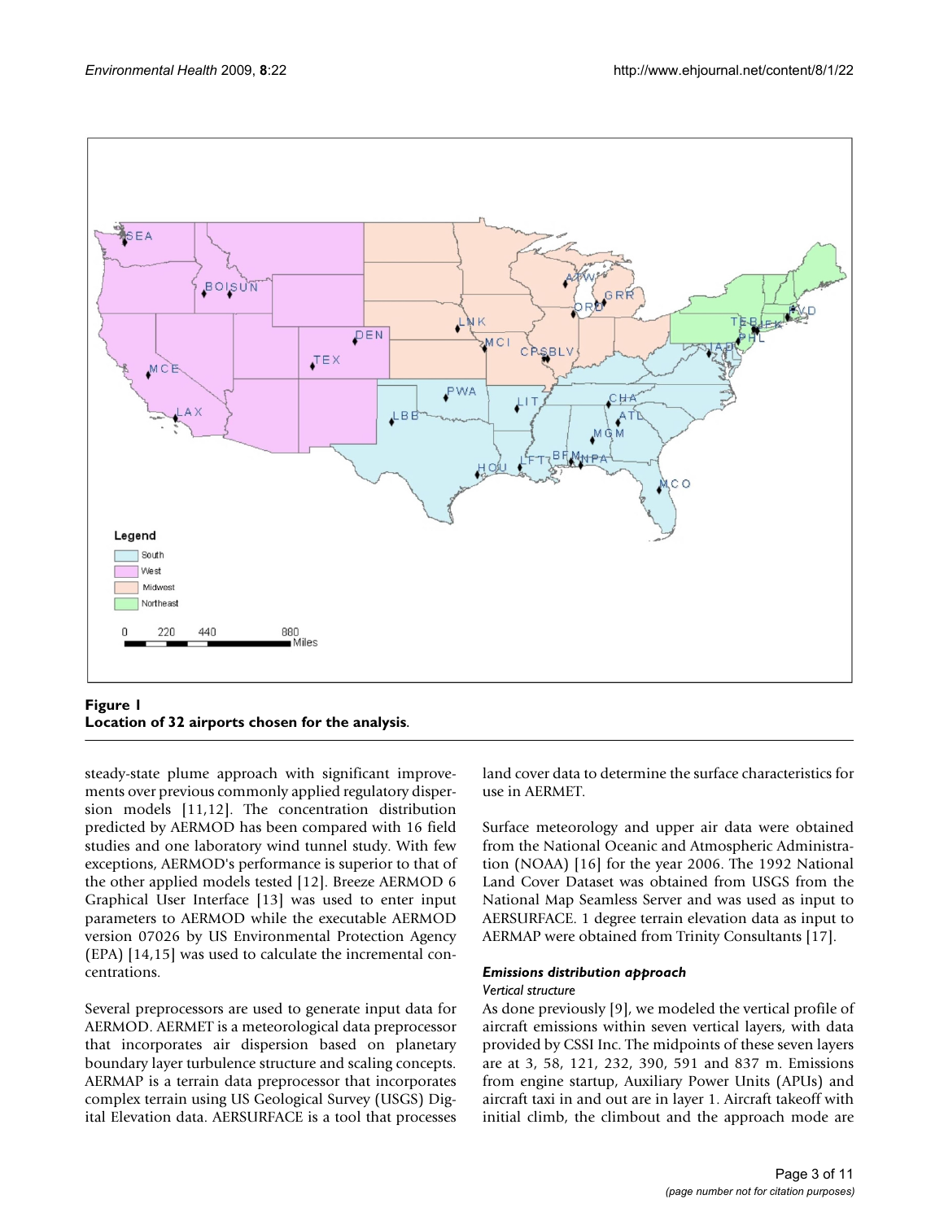**Figure 1**
**Location of 32 airports chosen for the analysis.**

steady-state plume approach with significant improvements over previous commonly applied regulatory dispersion models [11,12]. The concentration distribution predicted by AERMOD has been compared with 16 field studies and one laboratory wind tunnel study. With few exceptions, AERMOD's performance is superior to that of the other applied models tested [12]. Breeze AERMOD 6 Graphical User Interface [13] was used to enter input parameters to AERMOD while the executable AERMOD version 07026 by US Environmental Protection Agency (EPA) [14,15] was used to calculate the incremental concentrations.

Several preprocessors are used to generate input data for AERMOD. AERMET is a meteorological data preprocessor that incorporates air dispersion based on planetary boundary layer turbulence structure and scaling concepts. AERMAP is a terrain data preprocessor that incorporates complex terrain using US Geological Survey (USGS) Digital Elevation data. AERSURFACE is a tool that processes land cover data to determine the surface characteristics for use in AERMET.

Surface meteorology and upper air data were obtained from the National Oceanic and Atmospheric Administration (NOAA) [16] for the year 2006. The 1992 National Land Cover Dataset was obtained from USGS from the National Map Seamless Server and was used as input to AERSURFACE. 1 degree terrain elevation data as input to AERMAP were obtained from Trinity Consultants [17].

### *Emissions distribution approach*

#### *Vertical structure*

As done previously [9], we modeled the vertical profile of aircraft emissions within seven vertical layers, with data provided by CSSI Inc. The midpoints of these seven layers are at 3, 58, 121, 232, 390, 591 and 837 m. Emissions from engine startup, Auxiliary Power Units (APUs) and aircraft taxi in and out are in layer 1. Aircraft takeoff with initial climb, the climbout and the approach mode are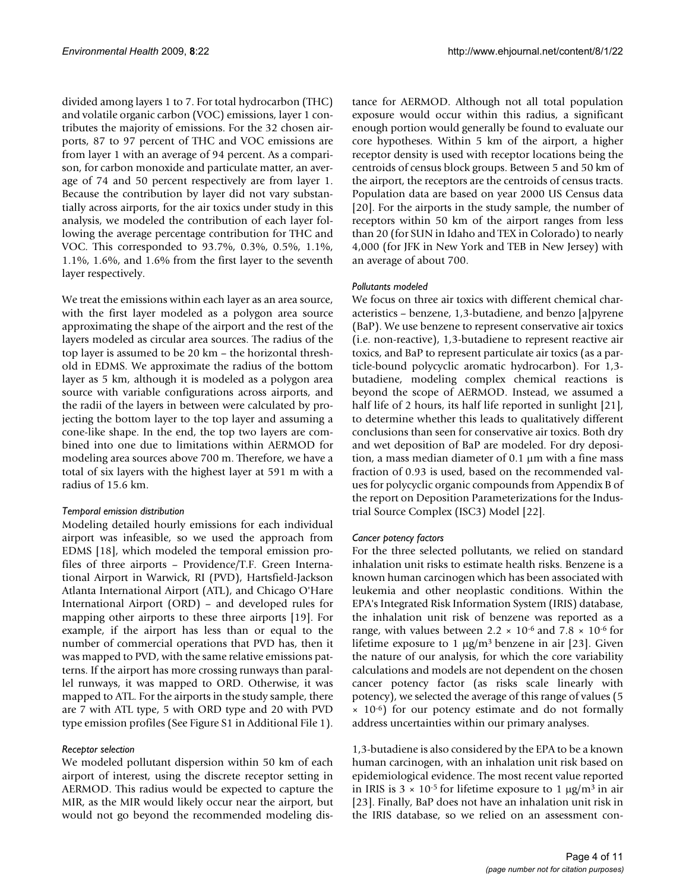divided among layers 1 to 7. For total hydrocarbon (THC) and volatile organic carbon (VOC) emissions, layer 1 contributes the majority of emissions. For the 32 chosen airports, 87 to 97 percent of THC and VOC emissions are from layer 1 with an average of 94 percent. As a comparison, for carbon monoxide and particulate matter, an average of 74 and 50 percent respectively are from layer 1. Because the contribution by layer did not vary substantially across airports, for the air toxics under study in this analysis, we modeled the contribution of each layer following the average percentage contribution for THC and VOC. This corresponded to 93.7%, 0.3%, 0.5%, 1.1%, 1.1%, 1.6%, and 1.6% from the first layer to the seventh layer respectively.

We treat the emissions within each layer as an area source, with the first layer modeled as a polygon area source approximating the shape of the airport and the rest of the layers modeled as circular area sources. The radius of the top layer is assumed to be 20 km – the horizontal threshold in EDMS. We approximate the radius of the bottom layer as 5 km, although it is modeled as a polygon area source with variable configurations across airports, and the radii of the layers in between were calculated by projecting the bottom layer to the top layer and assuming a cone-like shape. In the end, the top two layers are combined into one due to limitations within AERMOD for modeling area sources above 700 m. Therefore, we have a total of six layers with the highest layer at 591 m with a radius of 15.6 km.

*Temporal emission distribution*

Modeling detailed hourly emissions for each individual airport was infeasible, so we used the approach from EDMS [18], which modeled the temporal emission profiles of three airports – Providence/T.F. Green International Airport in Warwick, RI (PVD), Hartsfield-Jackson Atlanta International Airport (ATL), and Chicago O'Hare International Airport (ORD) – and developed rules for mapping other airports to these three airports [19]. For example, if the airport has less than or equal to the number of commercial operations that PVD has, then it was mapped to PVD, with the same relative emissions patterns. If the airport has more crossing runways than parallel runways, it was mapped to ORD. Otherwise, it was mapped to ATL. For the airports in the study sample, there are 7 with ATL type, 5 with ORD type and 20 with PVD type emission profiles (See Figure S1 in Additional File 1).

*Receptor selection*

We modeled pollutant dispersion within 50 km of each airport of interest, using the discrete receptor setting in AERMOD. This radius would be expected to capture the MIR, as the MIR would likely occur near the airport, but would not go beyond the recommended modeling distance for AERMOD. Although not all total population exposure would occur within this radius, a significant enough portion would generally be found to evaluate our core hypotheses. Within 5 km of the airport, a higher receptor density is used with receptor locations being the centroids of census block groups. Between 5 and 50 km of the airport, the receptors are the centroids of census tracts. Population data are based on year 2000 US Census data [20]. For the airports in the study sample, the number of receptors within 50 km of the airport ranges from less than 20 (for SUN in Idaho and TEX in Colorado) to nearly 4,000 (for JFK in New York and TEB in New Jersey) with an average of about 700.

*Pollutants modeled*

We focus on three air toxics with different chemical characteristics – benzene, 1,3-butadiene, and benzo [a]pyrene (BaP). We use benzene to represent conservative air toxics (i.e. non-reactive), 1,3-butadiene to represent reactive air toxics, and BaP to represent particulate air toxics (as a particle-bound polycyclic aromatic hydrocarbon). For 1,3-butadiene, modeling complex chemical reactions is beyond the scope of AERMOD. Instead, we assumed a half life of 2 hours, its half life reported in sunlight [21], to determine whether this leads to qualitatively different conclusions than seen for conservative air toxics. Both dry and wet deposition of BaP are modeled. For dry deposition, a mass median diameter of 0.1 μm with a fine mass fraction of 0.93 is used, based on the recommended values for polycyclic organic compounds from Appendix B of the report on Deposition Parameterizations for the Industrial Source Complex (ISC3) Model [22].

*Cancer potency factors*

For the three selected pollutants, we relied on standard inhalation unit risks to estimate health risks. Benzene is a known human carcinogen which has been associated with leukemia and other neoplastic conditions. Within the EPA's Integrated Risk Information System (IRIS) database, the inhalation unit risk of benzene was reported as a range, with values between $2.2 \times 10^{-6}$ and $7.8 \times 10^{-6}$ for lifetime exposure to 1 $\mu g/m^3$ benzene in air [23]. Given the nature of our analysis, for which the core variability calculations and models are not dependent on the chosen cancer potency factor (as risks scale linearly with potency), we selected the average of this range of values ($5 \times 10^{-6}$) for our potency estimate and do not formally address uncertainties within our primary analyses.

1,3-butadiene is also considered by the EPA to be a known human carcinogen, with an inhalation unit risk based on epidemiological evidence. The most recent value reported in IRIS is $3 \times 10^{-5}$ for lifetime exposure to 1 $\mu g/m^3$ in air [23]. Finally, BaP does not have an inhalation unit risk in the IRIS database, so we relied on an assessment con-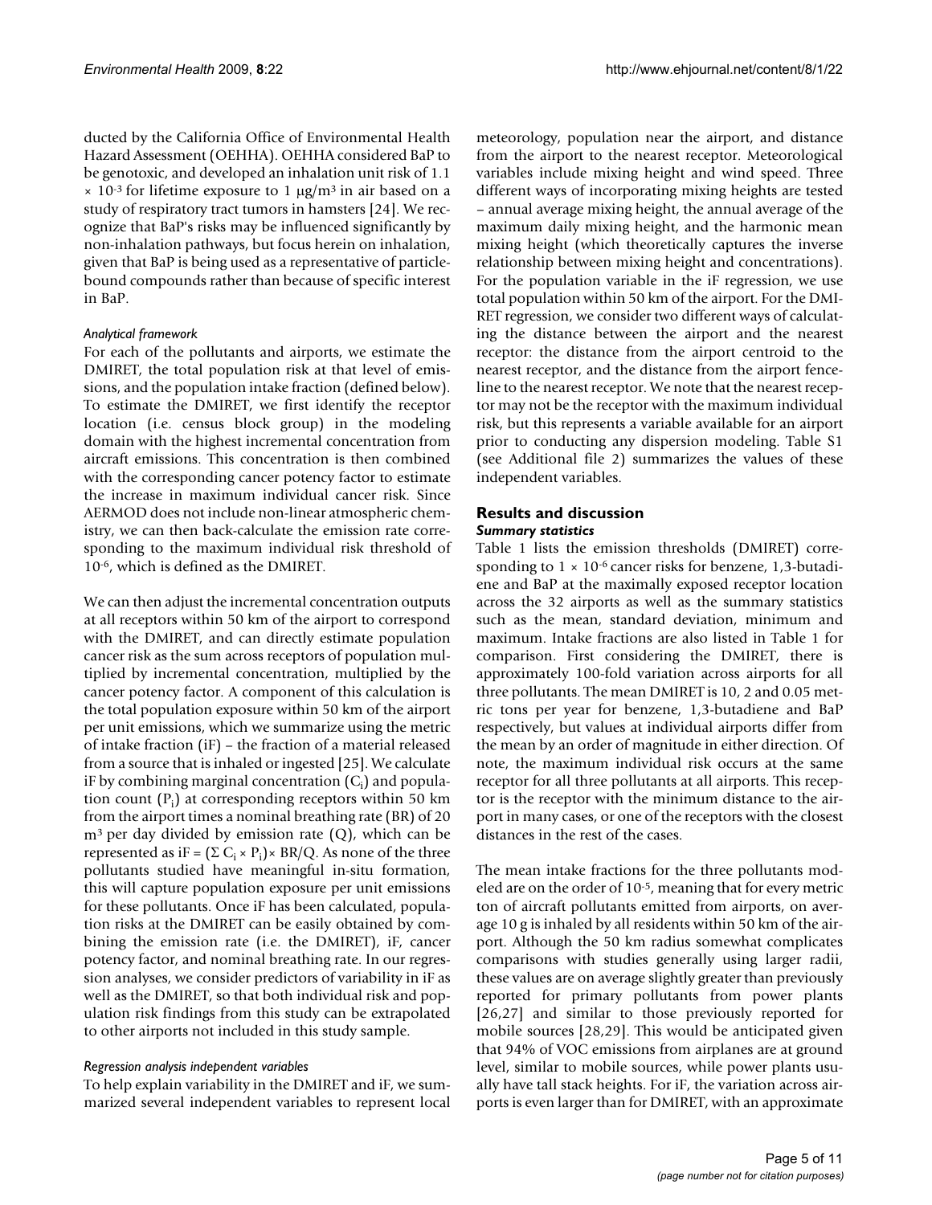ducted by the California Office of Environmental Health Hazard Assessment (OEHHA). OEHHA considered BaP to be genotoxic, and developed an inhalation unit risk of 1.1 $\times 10^{-3}$ for lifetime exposure to 1 μg/m$^3$ in air based on a study of respiratory tract tumors in hamsters [24]. We recognize that BaP's risks may be influenced significantly by non-inhalation pathways, but focus herein on inhalation, given that BaP is being used as a representative of particle-bound compounds rather than because of specific interest in BaP.

#### *Analytical framework*

For each of the pollutants and airports, we estimate the DMIRET, the total population risk at that level of emissions, and the population intake fraction (defined below). To estimate the DMIRET, we first identify the receptor location (i.e. census block group) in the modeling domain with the highest incremental concentration from aircraft emissions. This concentration is then combined with the corresponding cancer potency factor to estimate the increase in maximum individual cancer risk. Since AERMOD does not include non-linear atmospheric chemistry, we can then back-calculate the emission rate corresponding to the maximum individual risk threshold of $10^{-6}$, which is defined as the DMIRET.

We can then adjust the incremental concentration outputs at all receptors within 50 km of the airport to correspond with the DMIRET, and can directly estimate population cancer risk as the sum across receptors of population multiplied by incremental concentration, multiplied by the cancer potency factor. A component of this calculation is the total population exposure within 50 km of the airport per unit emissions, which we summarize using the metric of intake fraction (iF) – the fraction of a material released from a source that is inhaled or ingested [25]. We calculate iF by combining marginal concentration ($C_i$) and population count ($P_i$) at corresponding receptors within 50 km from the airport times a nominal breathing rate (BR) of 20 m$^3$ per day divided by emission rate (Q), which can be represented as $iF = (\Sigma\, C_i \times P_i) \times BR/Q$. As none of the three pollutants studied have meaningful in-situ formation, this will capture population exposure per unit emissions for these pollutants. Once iF has been calculated, population risks at the DMIRET can be easily obtained by combining the emission rate (i.e. the DMIRET), iF, cancer potency factor, and nominal breathing rate. In our regression analyses, we consider predictors of variability in iF as well as the DMIRET, so that both individual risk and population risk findings from this study can be extrapolated to other airports not included in this study sample.

#### *Regression analysis independent variables*

To help explain variability in the DMIRET and iF, we summarized several independent variables to represent local meteorology, population near the airport, and distance from the airport to the nearest receptor. Meteorological variables include mixing height and wind speed. Three different ways of incorporating mixing heights are tested – annual average mixing height, the annual average of the maximum daily mixing height, and the harmonic mean mixing height (which theoretically captures the inverse relationship between mixing height and concentrations). For the population variable in the iF regression, we use total population within 50 km of the airport. For the DMIRET regression, we consider two different ways of calculating the distance between the airport and the nearest receptor: the distance from the airport centroid to the nearest receptor, and the distance from the airport fenceline to the nearest receptor. We note that the nearest receptor may not be the receptor with the maximum individual risk, but this represents a variable available for an airport prior to conducting any dispersion modeling. Table S1 (see Additional file 2) summarizes the values of these independent variables.

## Results and discussion

### *Summary statistics*

Table 1 lists the emission thresholds (DMIRET) corresponding to $1 \times 10^{-6}$ cancer risks for benzene, 1,3-butadiene and BaP at the maximally exposed receptor location across the 32 airports as well as the summary statistics such as the mean, standard deviation, minimum and maximum. Intake fractions are also listed in Table 1 for comparison. First considering the DMIRET, there is approximately 100-fold variation across airports for all three pollutants. The mean DMIRET is 10, 2 and 0.05 metric tons per year for benzene, 1,3-butadiene and BaP respectively, but values at individual airports differ from the mean by an order of magnitude in either direction. Of note, the maximum individual risk occurs at the same receptor for all three pollutants at all airports. This receptor is the receptor with the minimum distance to the airport in many cases, or one of the receptors with the closest distances in the rest of the cases.

The mean intake fractions for the three pollutants modeled are on the order of $10^{-5}$, meaning that for every metric ton of aircraft pollutants emitted from airports, on average 10 g is inhaled by all residents within 50 km of the airport. Although the 50 km radius somewhat complicates comparisons with studies generally using larger radii, these values are on average slightly greater than previously reported for primary pollutants from power plants [26,27] and similar to those previously reported for mobile sources [28,29]. This would be anticipated given that 94% of VOC emissions from airplanes are at ground level, similar to mobile sources, while power plants usually have tall stack heights. For iF, the variation across airports is even larger than for DMIRET, with an approximate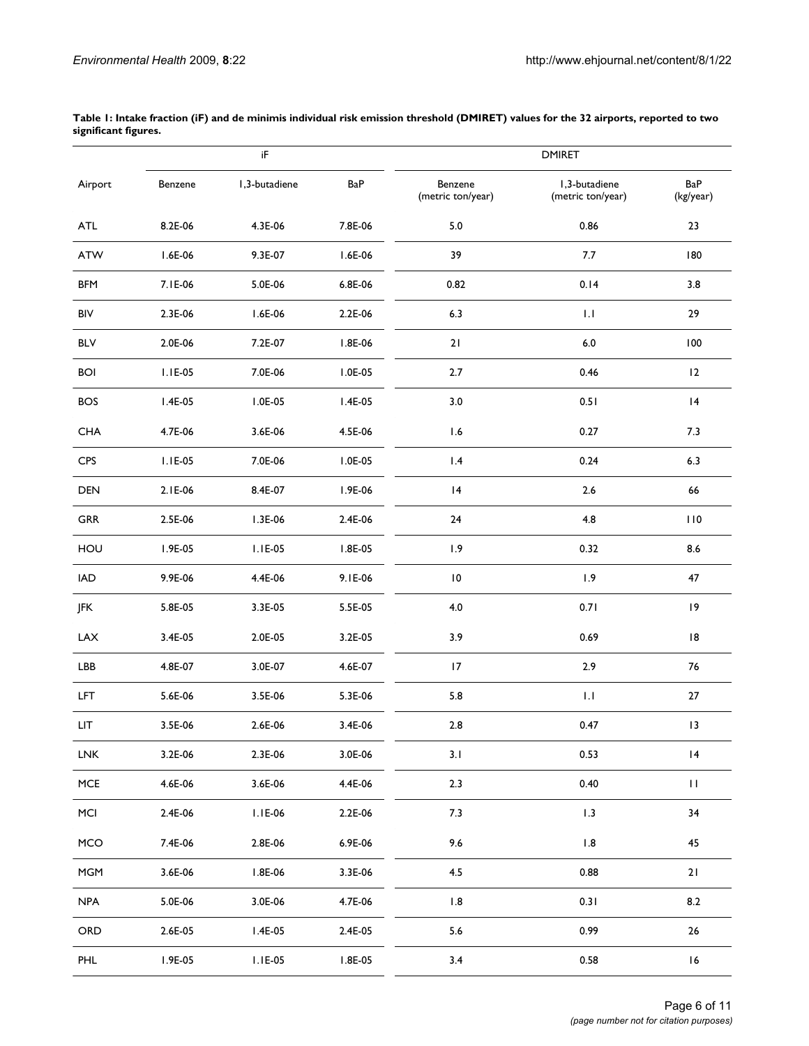**Table 1: Intake fraction (iF) and de minimis individual risk emission threshold (DMIRET) values for the 32 airports, reported to two significant figures.**

| Airport | iF | | | DMIRET | | |
|---|---|---|---|---|---|---|
| | Benzene | 1,3-butadiene | BaP | Benzene (metric ton/year) | 1,3-butadiene (metric ton/year) | BaP (kg/year) |
| ATL | 8.2E-06 | 4.3E-06 | 7.8E-06 | 5.0 | 0.86 | 23 |
| ATW | 1.6E-06 | 9.3E-07 | 1.6E-06 | 39 | 7.7 | 180 |
| BFM | 7.1E-06 | 5.0E-06 | 6.8E-06 | 0.82 | 0.14 | 3.8 |
| BIV | 2.3E-06 | 1.6E-06 | 2.2E-06 | 6.3 | 1.1 | 29 |
| BLV | 2.0E-06 | 7.2E-07 | 1.8E-06 | 21 | 6.0 | 100 |
| BOI | 1.1E-05 | 7.0E-06 | 1.0E-05 | 2.7 | 0.46 | 12 |
| BOS | 1.4E-05 | 1.0E-05 | 1.4E-05 | 3.0 | 0.51 | 14 |
| CHA | 4.7E-06 | 3.6E-06 | 4.5E-06 | 1.6 | 0.27 | 7.3 |
| CPS | 1.1E-05 | 7.0E-06 | 1.0E-05 | 1.4 | 0.24 | 6.3 |
| DEN | 2.1E-06 | 8.4E-07 | 1.9E-06 | 14 | 2.6 | 66 |
| GRR | 2.5E-06 | 1.3E-06 | 2.4E-06 | 24 | 4.8 | 110 |
| HOU | 1.9E-05 | 1.1E-05 | 1.8E-05 | 1.9 | 0.32 | 8.6 |
| IAD | 9.9E-06 | 4.4E-06 | 9.1E-06 | 10 | 1.9 | 47 |
| JFK | 5.8E-05 | 3.3E-05 | 5.5E-05 | 4.0 | 0.71 | 19 |
| LAX | 3.4E-05 | 2.0E-05 | 3.2E-05 | 3.9 | 0.69 | 18 |
| LBB | 4.8E-07 | 3.0E-07 | 4.6E-07 | 17 | 2.9 | 76 |
| LFT | 5.6E-06 | 3.5E-06 | 5.3E-06 | 5.8 | 1.1 | 27 |
| LIT | 3.5E-06 | 2.6E-06 | 3.4E-06 | 2.8 | 0.47 | 13 |
| LNK | 3.2E-06 | 2.3E-06 | 3.0E-06 | 3.1 | 0.53 | 14 |
| MCE | 4.6E-06 | 3.6E-06 | 4.4E-06 | 2.3 | 0.40 | 11 |
| MCI | 2.4E-06 | 1.1E-06 | 2.2E-06 | 7.3 | 1.3 | 34 |
| MCO | 7.4E-06 | 2.8E-06 | 6.9E-06 | 9.6 | 1.8 | 45 |
| MGM | 3.6E-06 | 1.8E-06 | 3.3E-06 | 4.5 | 0.88 | 21 |
| NPA | 5.0E-06 | 3.0E-06 | 4.7E-06 | 1.8 | 0.31 | 8.2 |
| ORD | 2.6E-05 | 1.4E-05 | 2.4E-05 | 5.6 | 0.99 | 26 |
| PHL | 1.9E-05 | 1.1E-05 | 1.8E-05 | 3.4 | 0.58 | 16 |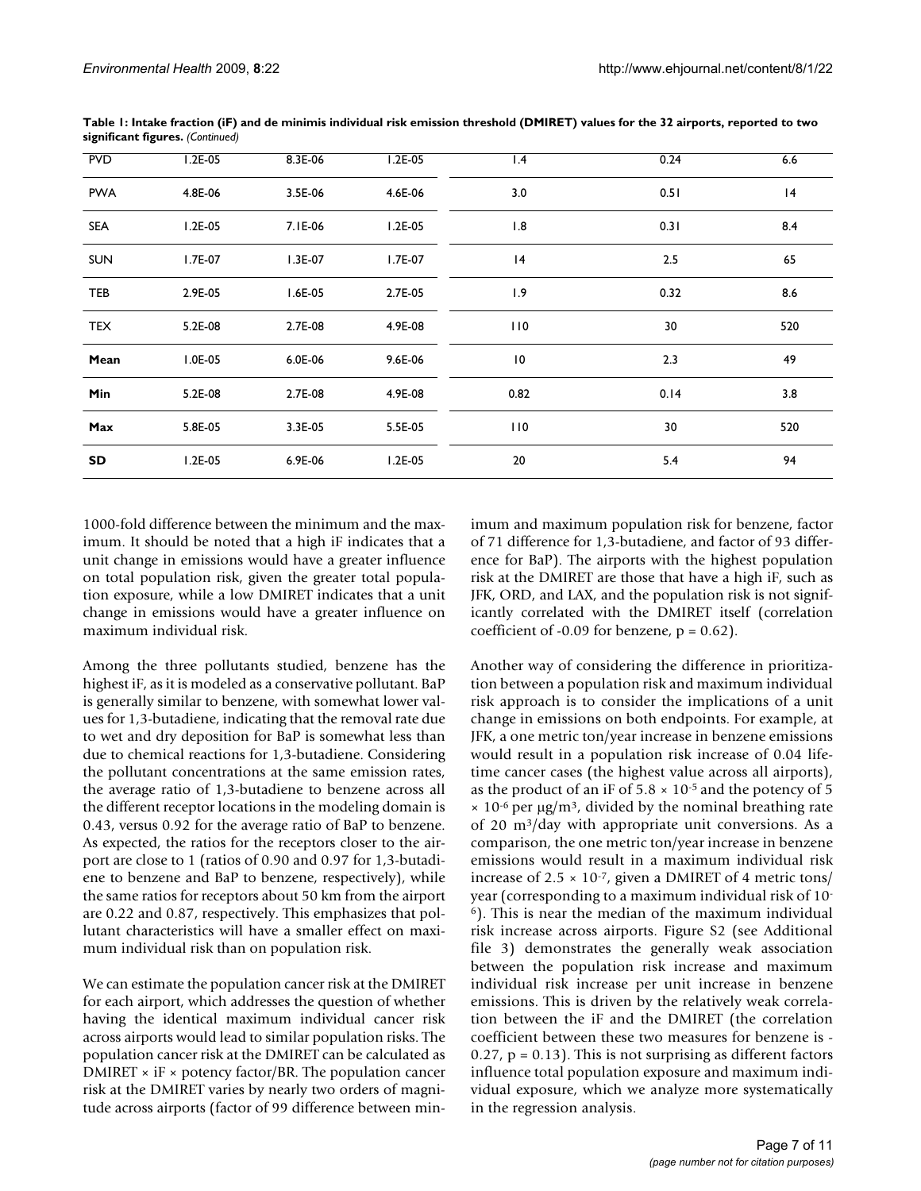**Table 1: Intake fraction (iF) and de minimis individual risk emission threshold (DMIRET) values for the 32 airports, reported to two significant figures.** *(Continued)*

| | | | | | | |
|---|---|---|---|---|---|---|
| PVD | 1.2E-05 | 8.3E-06 | 1.2E-05 | 1.4 | 0.24 | 6.6 |
| PWA | 4.8E-06 | 3.5E-06 | 4.6E-06 | 3.0 | 0.51 | 14 |
| SEA | 1.2E-05 | 7.1E-06 | 1.2E-05 | 1.8 | 0.31 | 8.4 |
| SUN | 1.7E-07 | 1.3E-07 | 1.7E-07 | 14 | 2.5 | 65 |
| TEB | 2.9E-05 | 1.6E-05 | 2.7E-05 | 1.9 | 0.32 | 8.6 |
| TEX | 5.2E-08 | 2.7E-08 | 4.9E-08 | 110 | 30 | 520 |
| **Mean** | 1.0E-05 | 6.0E-06 | 9.6E-06 | 10 | 2.3 | 49 |
| **Min** | 5.2E-08 | 2.7E-08 | 4.9E-08 | 0.82 | 0.14 | 3.8 |
| **Max** | 5.8E-05 | 3.3E-05 | 5.5E-05 | 110 | 30 | 520 |
| **SD** | 1.2E-05 | 6.9E-06 | 1.2E-05 | 20 | 5.4 | 94 |

1000-fold difference between the minimum and the maximum. It should be noted that a high iF indicates that a unit change in emissions would have a greater influence on total population risk, given the greater total population exposure, while a low DMIRET indicates that a unit change in emissions would have a greater influence on maximum individual risk.

Among the three pollutants studied, benzene has the highest iF, as it is modeled as a conservative pollutant. BaP is generally similar to benzene, with somewhat lower values for 1,3-butadiene, indicating that the removal rate due to wet and dry deposition for BaP is somewhat less than due to chemical reactions for 1,3-butadiene. Considering the pollutant concentrations at the same emission rates, the average ratio of 1,3-butadiene to benzene across all the different receptor locations in the modeling domain is 0.43, versus 0.92 for the average ratio of BaP to benzene. As expected, the ratios for the receptors closer to the airport are close to 1 (ratios of 0.90 and 0.97 for 1,3-butadiene to benzene and BaP to benzene, respectively), while the same ratios for receptors about 50 km from the airport are 0.22 and 0.87, respectively. This emphasizes that pollutant characteristics will have a smaller effect on maximum individual risk than on population risk.

We can estimate the population cancer risk at the DMIRET for each airport, which addresses the question of whether having the identical maximum individual cancer risk across airports would lead to similar population risks. The population cancer risk at the DMIRET can be calculated as DMIRET × iF × potency factor/BR. The population cancer risk at the DMIRET varies by nearly two orders of magnitude across airports (factor of 99 difference between minimum and maximum population risk for benzene, factor of 71 difference for 1,3-butadiene, and factor of 93 difference for BaP). The airports with the highest population risk at the DMIRET are those that have a high iF, such as JFK, ORD, and LAX, and the population risk is not significantly correlated with the DMIRET itself (correlation coefficient of -0.09 for benzene, $p = 0.62$).

Another way of considering the difference in prioritization between a population risk and maximum individual risk approach is to consider the implications of a unit change in emissions on both endpoints. For example, at JFK, a one metric ton/year increase in benzene emissions would result in a population risk increase of 0.04 lifetime cancer cases (the highest value across all airports), as the product of an iF of $5.8 \times 10^{-5}$ and the potency of $5 \times 10^{-6}$ per $\mu g/m^3$, divided by the nominal breathing rate of 20 $m^3$/day with appropriate unit conversions. As a comparison, the one metric ton/year increase in benzene emissions would result in a maximum individual risk increase of $2.5 \times 10^{-7}$, given a DMIRET of 4 metric tons/year (corresponding to a maximum individual risk of $10^{-6}$). This is near the median of the maximum individual risk increase across airports. Figure S2 (see Additional file 3) demonstrates the generally weak association between the population risk increase and maximum individual risk increase per unit increase in benzene emissions. This is driven by the relatively weak correlation between the iF and the DMIRET (the correlation coefficient between these two measures for benzene is -0.27, $p = 0.13$). This is not surprising as different factors influence total population exposure and maximum individual exposure, which we analyze more systematically in the regression analysis.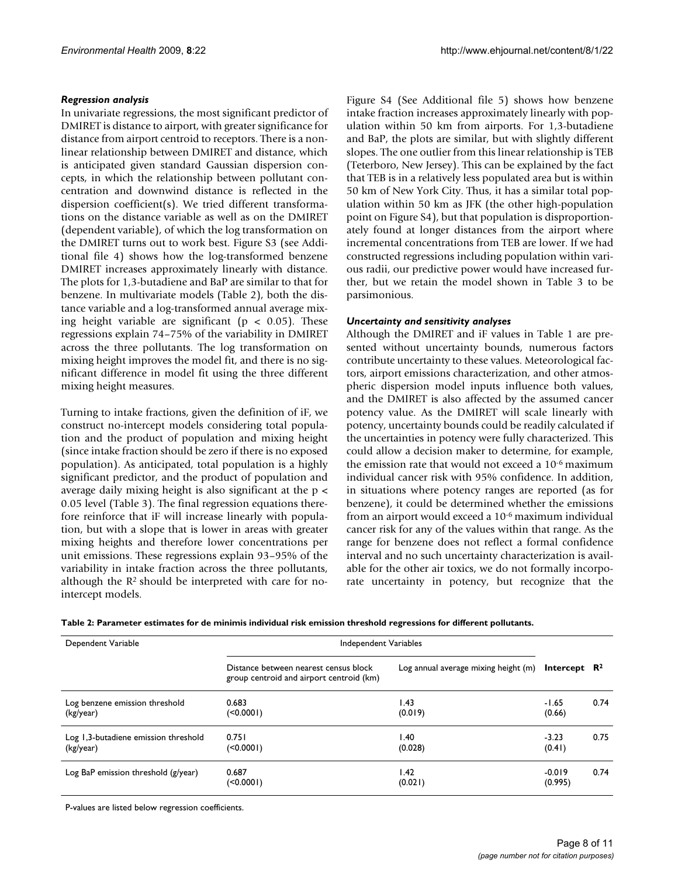### *Regression analysis*

In univariate regressions, the most significant predictor of DMIRET is distance to airport, with greater significance for distance from airport centroid to receptors. There is a non-linear relationship between DMIRET and distance, which is anticipated given standard Gaussian dispersion concepts, in which the relationship between pollutant concentration and downwind distance is reflected in the dispersion coefficient(s). We tried different transformations on the distance variable as well as on the DMIRET (dependent variable), of which the log transformation on the DMIRET turns out to work best. Figure S3 (see Additional file 4) shows how the log-transformed benzene DMIRET increases approximately linearly with distance. The plots for 1,3-butadiene and BaP are similar to that for benzene. In multivariate models (Table 2), both the distance variable and a log-transformed annual average mixing height variable are significant ($p < 0.05$). These regressions explain 74–75% of the variability in DMIRET across the three pollutants. The log transformation on mixing height improves the model fit, and there is no significant difference in model fit using the three different mixing height measures.

Turning to intake fractions, given the definition of iF, we construct no-intercept models considering total population and the product of population and mixing height (since intake fraction should be zero if there is no exposed population). As anticipated, total population is a highly significant predictor, and the product of population and average daily mixing height is also significant at the $p < 0.05$ level (Table 3). The final regression equations therefore reinforce that iF will increase linearly with population, but with a slope that is lower in areas with greater mixing heights and therefore lower concentrations per unit emissions. These regressions explain 93–95% of the variability in intake fraction across the three pollutants, although the $R^2$ should be interpreted with care for no-intercept models.

Figure S4 (See Additional file 5) shows how benzene intake fraction increases approximately linearly with population within 50 km from airports. For 1,3-butadiene and BaP, the plots are similar, but with slightly different slopes. The one outlier from this linear relationship is TEB (Teterboro, New Jersey). This can be explained by the fact that TEB is in a relatively less populated area but is within 50 km of New York City. Thus, it has a similar total population within 50 km as JFK (the other high-population point on Figure S4), but that population is disproportionately found at longer distances from the airport where incremental concentrations from TEB are lower. If we had constructed regressions including population within various radii, our predictive power would have increased further, but we retain the model shown in Table 3 to be parsimonious.

### *Uncertainty and sensitivity analyses*

Although the DMIRET and iF values in Table 1 are presented without uncertainty bounds, numerous factors contribute uncertainty to these values. Meteorological factors, airport emissions characterization, and other atmospheric dispersion model inputs influence both values, and the DMIRET is also affected by the assumed cancer potency value. As the DMIRET will scale linearly with potency, uncertainty bounds could be readily calculated if the uncertainties in potency were fully characterized. This could allow a decision maker to determine, for example, the emission rate that would not exceed a $10^{-6}$ maximum individual cancer risk with 95% confidence. In addition, in situations where potency ranges are reported (as for benzene), it could be determined whether the emissions from an airport would exceed a $10^{-6}$ maximum individual cancer risk for any of the values within that range. As the range for benzene does not reflect a formal confidence interval and no such uncertainty characterization is available for the other air toxics, we do not formally incorporate uncertainty in potency, but recognize that the

**Table 2: Parameter estimates for de minimis individual risk emission threshold regressions for different pollutants.**

| Dependent Variable | Independent Variables | | | |
|---|---|---|---|---|
| | Distance between nearest census block group centroid and airport centroid (km) | Log annual average mixing height (m) | **Intercept** | $R^2$ |
| Log benzene emission threshold (kg/year) | 0.683 (<0.0001) | 1.43 (0.019) | -1.65 (0.66) | 0.74 |
| Log 1,3-butadiene emission threshold (kg/year) | 0.751 (<0.0001) | 1.40 (0.028) | -3.23 (0.41) | 0.75 |
| Log BaP emission threshold (g/year) | 0.687 (<0.0001) | 1.42 (0.021) | -0.019 (0.995) | 0.74 |

P-values are listed below regression coefficients.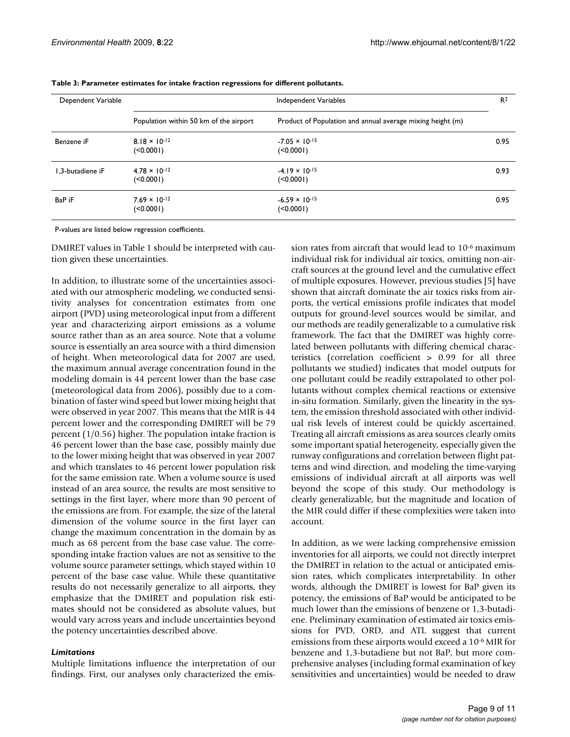**Table 3: Parameter estimates for intake fraction regressions for different pollutants.**

| Dependent Variable | Independent Variables | | $R^2$ |
|---|---|---|---|
| | Population within 50 km of the airport | Product of Population and annual average mixing height (m) | |
| Benzene iF | $8.18 \times 10^{-12}$ (<0.0001) | $-7.05 \times 10^{-15}$ (<0.0001) | 0.95 |
| 1,3-butadiene iF | $4.78 \times 10^{-12}$ (<0.0001) | $-4.19 \times 10^{-15}$ (<0.0001) | 0.93 |
| BaP iF | $7.69 \times 10^{-12}$ (<0.0001) | $-6.59 \times 10^{-15}$ (<0.0001) | 0.95 |

P-values are listed below regression coefficients.

DMIRET values in Table 1 should be interpreted with caution given these uncertainties.

In addition, to illustrate some of the uncertainties associated with our atmospheric modeling, we conducted sensitivity analyses for concentration estimates from one airport (PVD) using meteorological input from a different year and characterizing airport emissions as a volume source rather than as an area source. Note that a volume source is essentially an area source with a third dimension of height. When meteorological data for 2007 are used, the maximum annual average concentration found in the modeling domain is 44 percent lower than the base case (meteorological data from 2006), possibly due to a combination of faster wind speed but lower mixing height that were observed in year 2007. This means that the MIR is 44 percent lower and the corresponding DMIRET will be 79 percent (1/0.56) higher. The population intake fraction is 46 percent lower than the base case, possibly mainly due to the lower mixing height that was observed in year 2007 and which translates to 46 percent lower population risk for the same emission rate. When a volume source is used instead of an area source, the results are most sensitive to settings in the first layer, where more than 90 percent of the emissions are from. For example, the size of the lateral dimension of the volume source in the first layer can change the maximum concentration in the domain by as much as 68 percent from the base case value. The corresponding intake fraction values are not as sensitive to the volume source parameter settings, which stayed within 10 percent of the base case value. While these quantitative results do not necessarily generalize to all airports, they emphasize that the DMIRET and population risk estimates should not be considered as absolute values, but would vary across years and include uncertainties beyond the potency uncertainties described above.

### *Limitations*

Multiple limitations influence the interpretation of our findings. First, our analyses only characterized the emission rates from aircraft that would lead to $10^{-6}$ maximum individual risk for individual air toxics, omitting non-aircraft sources at the ground level and the cumulative effect of multiple exposures. However, previous studies [5] have shown that aircraft dominate the air toxics risks from airports, the vertical emissions profile indicates that model outputs for ground-level sources would be similar, and our methods are readily generalizable to a cumulative risk framework. The fact that the DMIRET was highly correlated between pollutants with differing chemical characteristics (correlation coefficient > 0.99 for all three pollutants we studied) indicates that model outputs for one pollutant could be readily extrapolated to other pollutants without complex chemical reactions or extensive in-situ formation. Similarly, given the linearity in the system, the emission threshold associated with other individual risk levels of interest could be quickly ascertained. Treating all aircraft emissions as area sources clearly omits some important spatial heterogeneity, especially given the runway configurations and correlation between flight patterns and wind direction, and modeling the time-varying emissions of individual aircraft at all airports was well beyond the scope of this study. Our methodology is clearly generalizable, but the magnitude and location of the MIR could differ if these complexities were taken into account.

In addition, as we were lacking comprehensive emission inventories for all airports, we could not directly interpret the DMIRET in relation to the actual or anticipated emission rates, which complicates interpretability. In other words, although the DMIRET is lowest for BaP given its potency, the emissions of BaP would be anticipated to be much lower than the emissions of benzene or 1,3-butadiene. Preliminary examination of estimated air toxics emissions for PVD, ORD, and ATL suggest that current emissions from these airports would exceed a $10^{-6}$ MIR for benzene and 1,3-butadiene but not BaP, but more comprehensive analyses (including formal examination of key sensitivities and uncertainties) would be needed to draw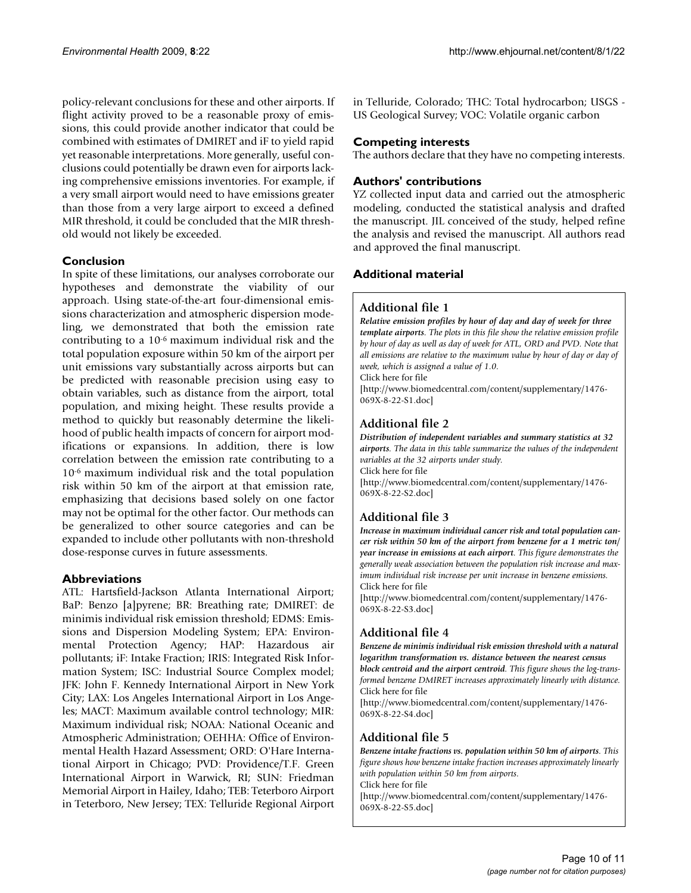policy-relevant conclusions for these and other airports. If flight activity proved to be a reasonable proxy of emissions, this could provide another indicator that could be combined with estimates of DMIRET and iF to yield rapid yet reasonable interpretations. More generally, useful conclusions could potentially be drawn even for airports lacking comprehensive emissions inventories. For example, if a very small airport would need to have emissions greater than those from a very large airport to exceed a defined MIR threshold, it could be concluded that the MIR threshold would not likely be exceeded.

## Conclusion

In spite of these limitations, our analyses corroborate our hypotheses and demonstrate the viability of our approach. Using state-of-the-art four-dimensional emissions characterization and atmospheric dispersion modeling, we demonstrated that both the emission rate contributing to a $10^{-6}$ maximum individual risk and the total population exposure within 50 km of the airport per unit emissions vary substantially across airports but can be predicted with reasonable precision using easy to obtain variables, such as distance from the airport, total population, and mixing height. These results provide a method to quickly but reasonably determine the likelihood of public health impacts of concern for airport modifications or expansions. In addition, there is low correlation between the emission rate contributing to a $10^{-6}$ maximum individual risk and the total population risk within 50 km of the airport at that emission rate, emphasizing that decisions based solely on one factor may not be optimal for the other factor. Our methods can be generalized to other source categories and can be expanded to include other pollutants with non-threshold dose-response curves in future assessments.

## Abbreviations

ATL: Hartsfield-Jackson Atlanta International Airport; BaP: Benzo [a]pyrene; BR: Breathing rate; DMIRET: de minimis individual risk emission threshold; EDMS: Emissions and Dispersion Modeling System; EPA: Environmental Protection Agency; HAP: Hazardous air pollutants; iF: Intake Fraction; IRIS: Integrated Risk Information System; ISC: Industrial Source Complex model; JFK: John F. Kennedy International Airport in New York City; LAX: Los Angeles International Airport in Los Angeles; MACT: Maximum available control technology; MIR: Maximum individual risk; NOAA: National Oceanic and Atmospheric Administration; OEHHA: Office of Environmental Health Hazard Assessment; ORD: O'Hare International Airport in Chicago; PVD: Providence/T.F. Green International Airport in Warwick, RI; SUN: Friedman Memorial Airport in Hailey, Idaho; TEB: Teterboro Airport in Teterboro, New Jersey; TEX: Telluride Regional Airport in Telluride, Colorado; THC: Total hydrocarbon; USGS - US Geological Survey; VOC: Volatile organic carbon

## Competing interests

The authors declare that they have no competing interests.

## Authors' contributions

YZ collected input data and carried out the atmospheric modeling, conducted the statistical analysis and drafted the manuscript. JIL conceived of the study, helped refine the analysis and revised the manuscript. All authors read and approved the final manuscript.

## Additional material

### Additional file 1

***Relative emission profiles by hour of day and day of week for three template airports**. The plots in this file show the relative emission profile by hour of day as well as day of week for ATL, ORD and PVD. Note that all emissions are relative to the maximum value by hour of day or day of week, which is assigned a value of 1.0.*

Click here for file

[http://www.biomedcentral.com/content/supplementary/1476-069X-8-22-S1.doc]

### Additional file 2

***Distribution of independent variables and summary statistics at 32 airports**. The data in this table summarize the values of the independent variables at the 32 airports under study.*

Click here for file

[http://www.biomedcentral.com/content/supplementary/1476-069X-8-22-S2.doc]

### Additional file 3

***Increase in maximum individual cancer risk and total population cancer risk within 50 km of the airport from benzene for a 1 metric ton/year increase in emissions at each airport**. This figure demonstrates the generally weak association between the population risk increase and maximum individual risk increase per unit increase in benzene emissions.*

Click here for file

[http://www.biomedcentral.com/content/supplementary/1476-069X-8-22-S3.doc]

### Additional file 4

***Benzene de minimis individual risk emission threshold with a natural logarithm transformation vs. distance between the nearest census block centroid and the airport centroid**. This figure shows the log-transformed benzene DMIRET increases approximately linearly with distance.*

Click here for file

[http://www.biomedcentral.com/content/supplementary/1476-069X-8-22-S4.doc]

### Additional file 5

***Benzene intake fractions vs. population within 50 km of airports**. This figure shows how benzene intake fraction increases approximately linearly with population within 50 km from airports.*

Click here for file

[http://www.biomedcentral.com/content/supplementary/1476-069X-8-22-S5.doc]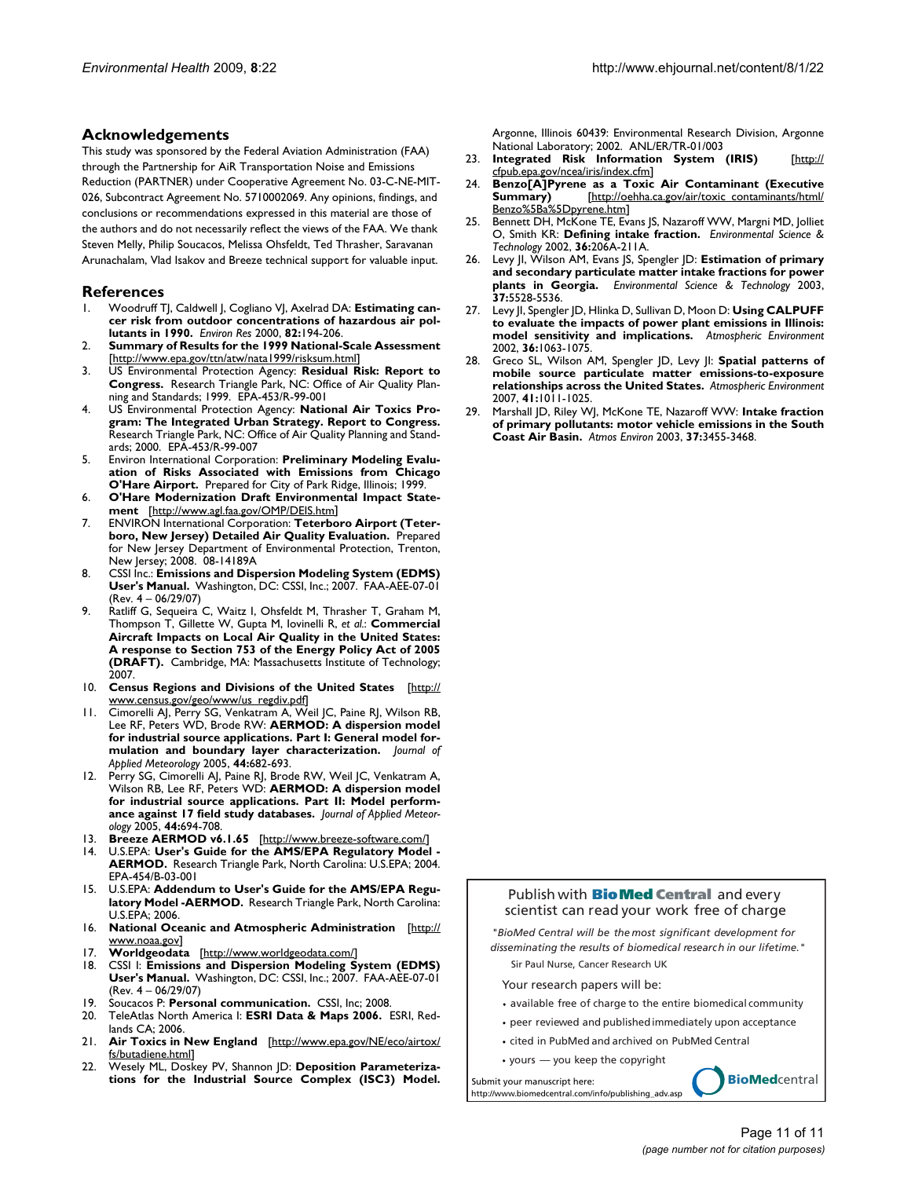## Acknowledgements

This study was sponsored by the Federal Aviation Administration (FAA) through the Partnership for AiR Transportation Noise and Emissions Reduction (PARTNER) under Cooperative Agreement No. 03-C-NE-MIT-026, Subcontract Agreement No. 5710002069. Any opinions, findings, and conclusions or recommendations expressed in this material are those of the authors and do not necessarily reflect the views of the FAA. We thank Steven Melly, Philip Soucacos, Melissa Ohsfeldt, Ted Thrasher, Saravanan Arunachalam, Vlad Isakov and Breeze technical support for valuable input.

## References

1. Woodruff TJ, Caldwell J, Cogliano VJ, Axelrad DA: **Estimating cancer risk from outdoor concentrations of hazardous air pollutants in 1990.** *Environ Res* 2000, **82:**194-206.
2. **Summary of Results for the 1999 National-Scale Assessment** [http://www.epa.gov/ttn/atw/nata1999/risksum.html]
3. US Environmental Protection Agency: **Residual Risk: Report to Congress.** Research Triangle Park, NC: Office of Air Quality Planning and Standards; 1999. EPA-453/R-99-001
4. US Environmental Protection Agency: **National Air Toxics Program: The Integrated Urban Strategy. Report to Congress.** Research Triangle Park, NC: Office of Air Quality Planning and Standards; 2000. EPA-453/R-99-007
5. Environ International Corporation: **Preliminary Modeling Evaluation of Risks Associated with Emissions from Chicago O'Hare Airport.** Prepared for City of Park Ridge, Illinois; 1999.
6. **O'Hare Modernization Draft Environmental Impact Statement** [http://www.agl.faa.gov/OMP/DEIS.htm]
7. ENVIRON International Corporation: **Teterboro Airport (Teterboro, New Jersey) Detailed Air Quality Evaluation.** Prepared for New Jersey Department of Environmental Protection, Trenton, New Jersey; 2008. 08-14189A
8. CSSI Inc.: **Emissions and Dispersion Modeling System (EDMS) User's Manual.** Washington, DC: CSSI, Inc.; 2007. FAA-AEE-07-01 (Rev. 4 – 06/29/07)
9. Ratliff G, Sequeira C, Waitz I, Ohsfeldt M, Thrasher T, Graham M, Thompson T, Gillette W, Gupta M, Iovinelli R, *et al.*: **Commercial Aircraft Impacts on Local Air Quality in the United States: A response to Section 753 of the Energy Policy Act of 2005 (DRAFT).** Cambridge, MA: Massachusetts Institute of Technology; 2007.
10. **Census Regions and Divisions of the United States** [http://www.census.gov/geo/www/us_regdiv.pdf]
11. Cimorelli AJ, Perry SG, Venkatram A, Weil JC, Paine RJ, Wilson RB, Lee RF, Peters WD, Brode RW: **AERMOD: A dispersion model for industrial source applications. Part I: General model formulation and boundary layer characterization.** *Journal of Applied Meteorology* 2005, **44:**682-693.
12. Perry SG, Cimorelli AJ, Paine RJ, Brode RW, Weil JC, Venkatram A, Wilson RB, Lee RF, Peters WD: **AERMOD: A dispersion model for industrial source applications. Part II: Model performance against 17 field study databases.** *Journal of Applied Meteorology* 2005, **44:**694-708.
13. **Breeze AERMOD v6.1.65** [http://www.breeze-software.com/]
14. U.S.EPA: **User's Guide for the AMS/EPA Regulatory Model - AERMOD.** Research Triangle Park, North Carolina: U.S.EPA; 2004. EPA-454/B-03-001
15. U.S.EPA: **Addendum to User's Guide for the AMS/EPA Regulatory Model -AERMOD.** Research Triangle Park, North Carolina: U.S.EPA; 2006.
16. **National Oceanic and Atmospheric Administration** [http://www.noaa.gov]
17. **Worldgeodata** [http://www.worldgeodata.com/]
18. CSSI I: **Emissions and Dispersion Modeling System (EDMS) User's Manual.** Washington, DC: CSSI, Inc.; 2007. FAA-AEE-07-01 (Rev. 4 – 06/29/07)
19. Soucacos P: **Personal communication.** CSSI, Inc; 2008.
20. TeleAtlas North America I: **ESRI Data & Maps 2006.** ESRI, Redlands CA; 2006.
21. **Air Toxics in New England** [http://www.epa.gov/NE/eco/airtox/fs/butadiene.html]
22. Wesely ML, Doskey PV, Shannon JD: **Deposition Parameterizations for the Industrial Source Complex (ISC3) Model.** Argonne, Illinois 60439: Environmental Research Division, Argonne National Laboratory; 2002. ANL/ER/TR-01/003
23. **Integrated Risk Information System (IRIS)** [http://cfpub.epa.gov/ncea/iris/index.cfm]
24. **Benzo[A]Pyrene as a Toxic Air Contaminant (Executive Summary)** [http://oehha.ca.gov/air/toxic_contaminants/html/Benzo%5Ba%5Dpyrene.htm]
25. Bennett DH, McKone TE, Evans JS, Nazaroff WW, Margni MD, Jolliet O, Smith KR: **Defining intake fraction.** *Environmental Science & Technology* 2002, **36:**206A-211A.
26. Levy JI, Wilson AM, Evans JS, Spengler JD: **Estimation of primary and secondary particulate matter intake fractions for power plants in Georgia.** *Environmental Science & Technology* 2003, **37:**5528-5536.
27. Levy JI, Spengler JD, Hlinka D, Sullivan D, Moon D: **Using CALPUFF to evaluate the impacts of power plant emissions in Illinois: model sensitivity and implications.** *Atmospheric Environment* 2002, **36:**1063-1075.
28. Greco SL, Wilson AM, Spengler JD, Levy JI: **Spatial patterns of mobile source particulate matter emissions-to-exposure relationships across the United States.** *Atmospheric Environment* 2007, **41:**1011-1025.
29. Marshall JD, Riley WJ, McKone TE, Nazaroff WW: **Intake fraction of primary pollutants: motor vehicle emissions in the South Coast Air Basin.** *Atmos Environ* 2003, **37:**3455-3468.

Publish with **BioMed Central** and every scientist can read your work free of charge

*"BioMed Central will be the most significant development for disseminating the results of biomedical research in our lifetime."*

Sir Paul Nurse, Cancer Research UK

Your research papers will be:

- available free of charge to the entire biomedical community
- peer reviewed and published immediately upon acceptance
- cited in PubMed and archived on PubMed Central
- yours — you keep the copyright

Submit your manuscript here:
http://www.biomedcentral.com/info/publishing_adv.asp

BioMedcentral